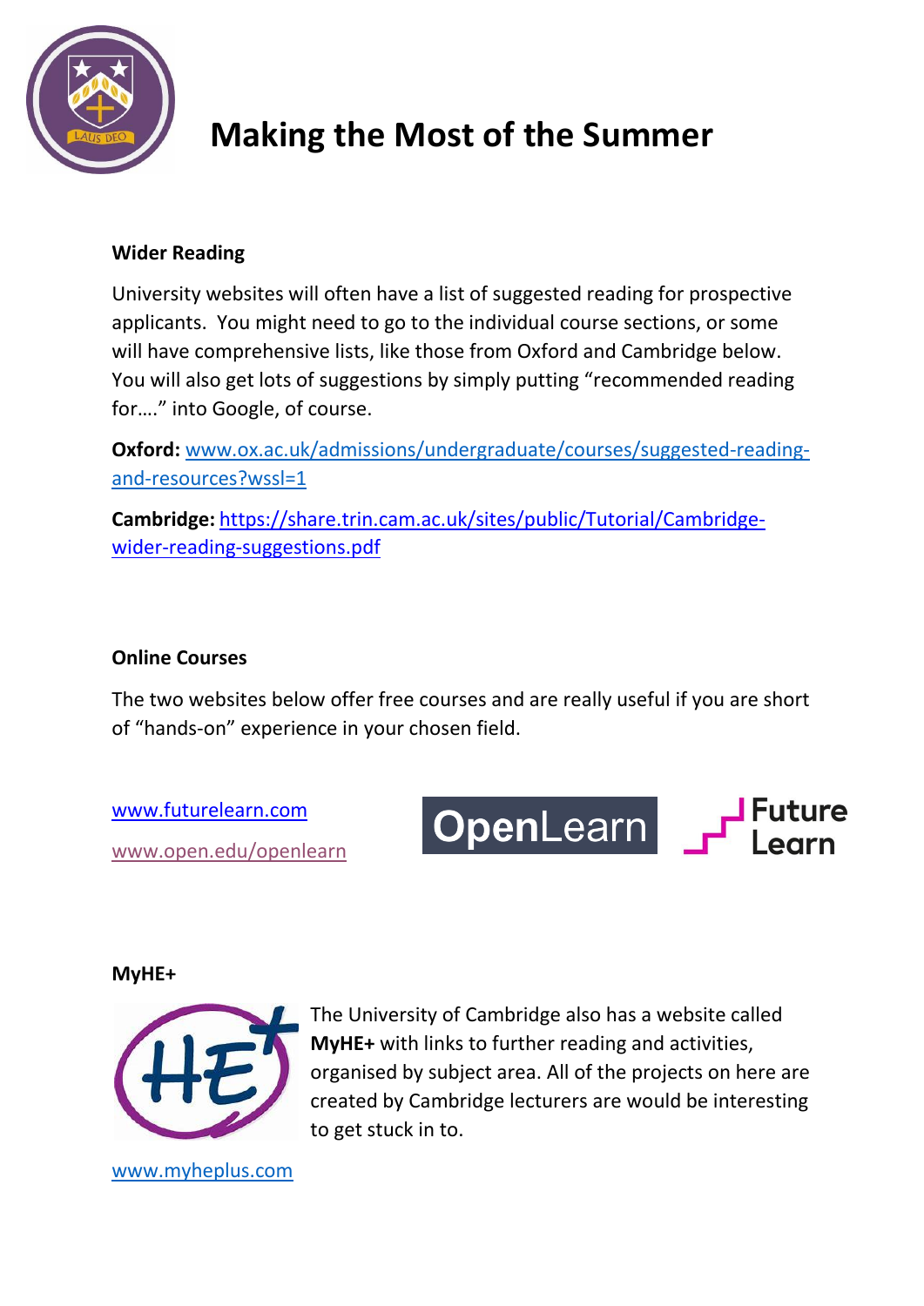# Making the Most of the Summer

## Wider Reading

University websites will often have a list of suggested reading for prospective applicants. You might need to go to the individual course sections, or some will have comprehensive lists, like those from Oxford and Cambridge below. You will also get lots of suggestions by simply putting "recommended reading for…." into Google, of course.

**Oxford:** www.ox.ac.uk/admissions/undergraduate/courses/suggested-reading-and-resources?wssl=1

**Cambridge:** https://share.trin.cam.ac.uk/sites/public/Tutorial/Cambridge-wider-reading-suggestions.pdf

## Online Courses

The two websites below offer free courses and are really useful if you are short of "hands-on" experience in your chosen field.

www.futurelearn.com

www.open.edu/openlearn

## MyHE+

The University of Cambridge also has a website called **MyHE+** with links to further reading and activities, organised by subject area. All of the projects on here are created by Cambridge lecturers are would be interesting to get stuck in to.

www.myheplus.com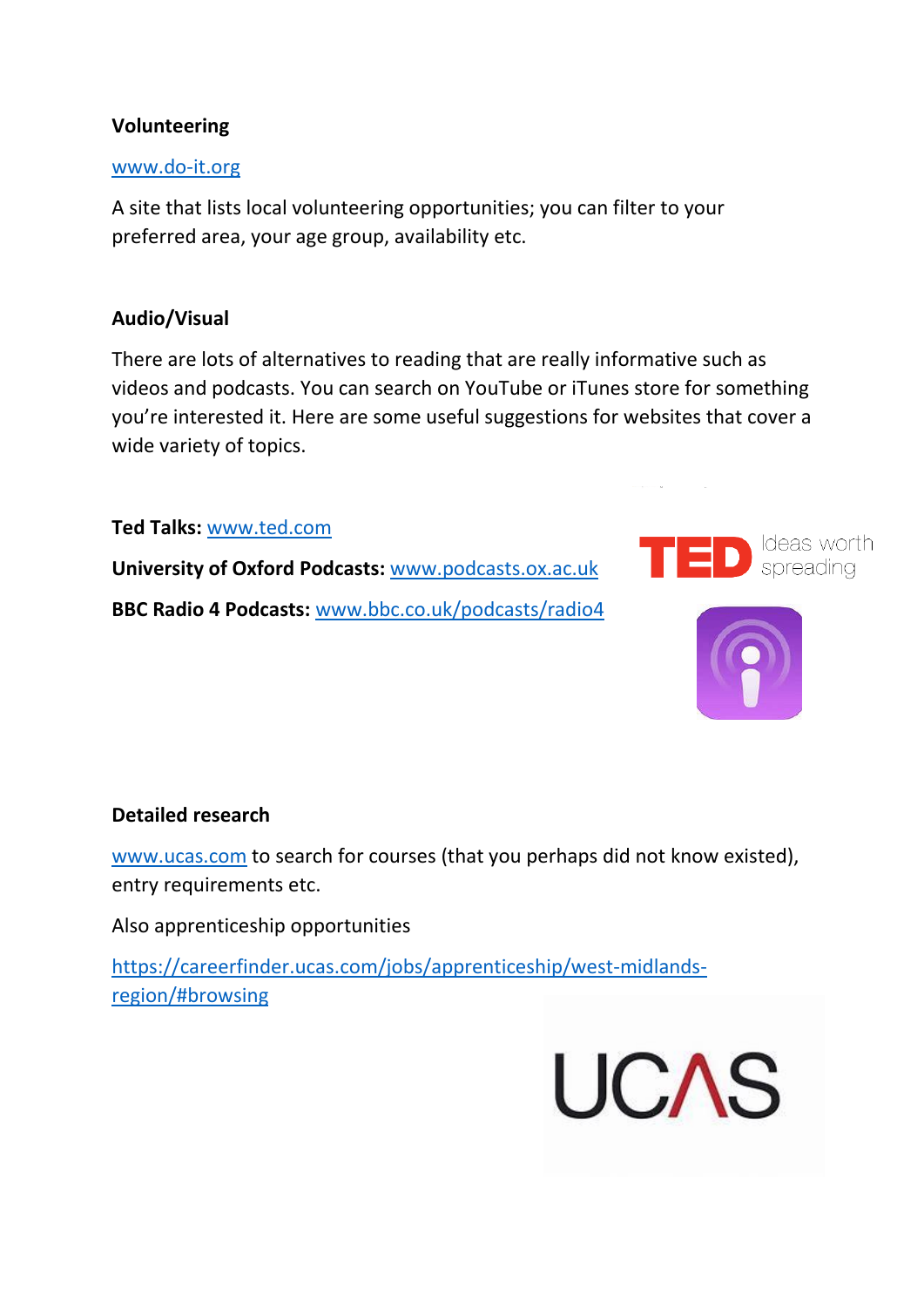**Volunteering**

www.do-it.org

A site that lists local volunteering opportunities; you can filter to your preferred area, your age group, availability etc.

**Audio/Visual**

There are lots of alternatives to reading that are really informative such as videos and podcasts. You can search on YouTube or iTunes store for something you're interested it. Here are some useful suggestions for websites that cover a wide variety of topics.

**Ted Talks:** www.ted.com

**University of Oxford Podcasts:** www.podcasts.ox.ac.uk

**BBC Radio 4 Podcasts:** www.bbc.co.uk/podcasts/radio4

**Detailed research**

www.ucas.com to search for courses (that you perhaps did not know existed), entry requirements etc.

Also apprenticeship opportunities

https://careerfinder.ucas.com/jobs/apprenticeship/west-midlands-region/#browsing